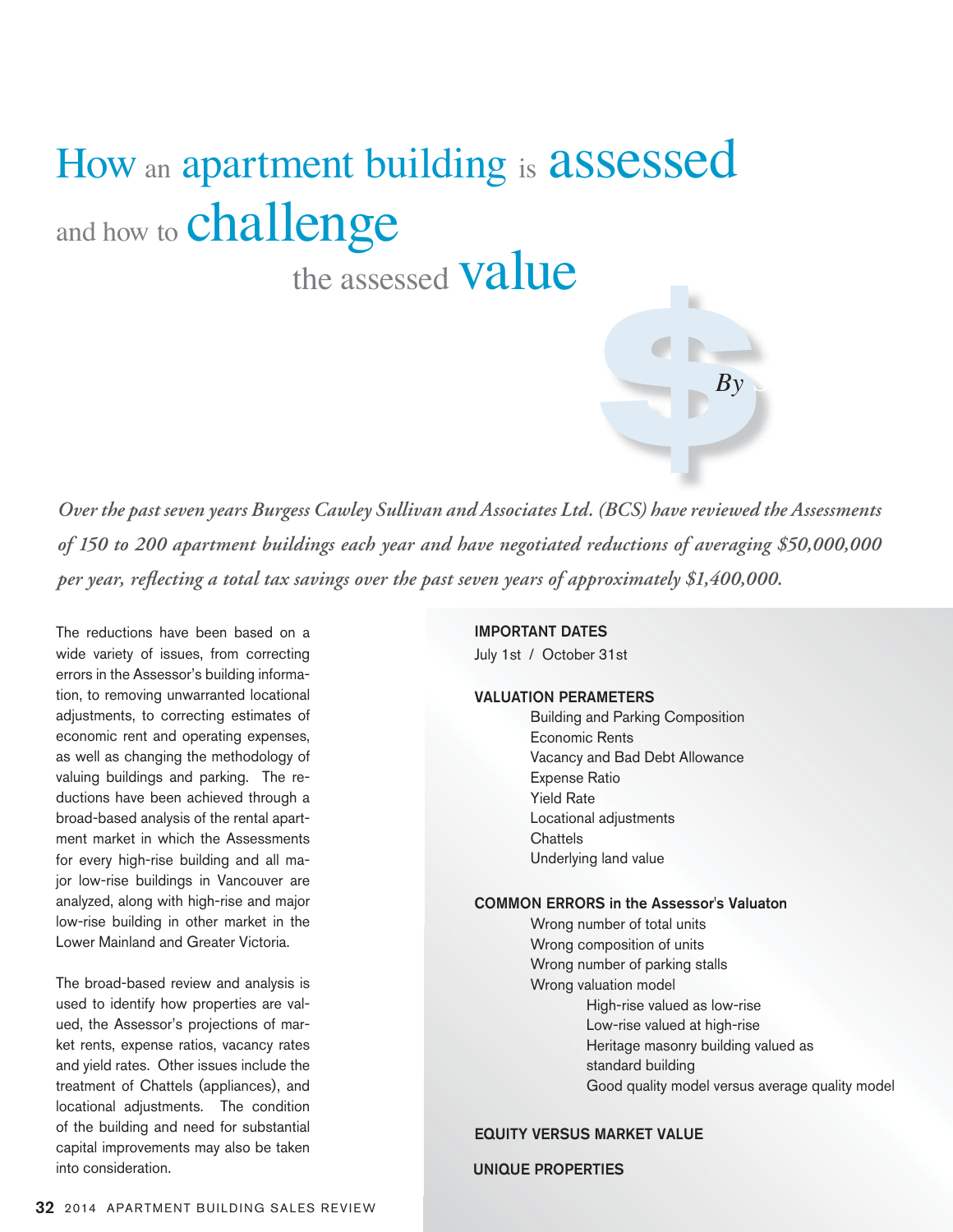# How an apartment building is assessed and how to challenge the assessed value

*By*

***Over the past seven years Burgess Cawley Sullivan and Associates Ltd. (BCS) have reviewed the Assessments of 150 to 200 apartment buildings each year and have negotiated reductions of averaging $50,000,000 per year, reflecting a total tax savings over the past seven years of approximately $1,400,000.***

The reductions have been based on a wide variety of issues, from correcting errors in the Assessor's building information, to removing unwarranted locational adjustments, to correcting estimates of economic rent and operating expenses, as well as changing the methodology of valuing buildings and parking. The reductions have been achieved through a broad-based analysis of the rental apartment market in which the Assessments for every high-rise building and all major low-rise buildings in Vancouver are analyzed, along with high-rise and major low-rise building in other market in the Lower Mainland and Greater Victoria.

The broad-based review and analysis is used to identify how properties are valued, the Assessor's projections of market rents, expense ratios, vacancy rates and yield rates. Other issues include the treatment of Chattels (appliances), and locational adjustments. The condition of the building and need for substantial capital improvements may also be taken into consideration.

**IMPORTANT DATES**

July 1st / October 31st

**VALUATION PERAMETERS**

- Building and Parking Composition
- Economic Rents
- Vacancy and Bad Debt Allowance
- Expense Ratio
- Yield Rate
- Locational adjustments
- Chattels
- Underlying land value

**COMMON ERRORS in the Assessor's Valuaton**

- Wrong number of total units
- Wrong composition of units
- Wrong number of parking stalls
- Wrong valuation model
  - High-rise valued as low-rise
  - Low-rise valued at high-rise
  - Heritage masonry building valued as standard building
  - Good quality model versus average quality model

**EQUITY VERSUS MARKET VALUE**

**UNIQUE PROPERTIES**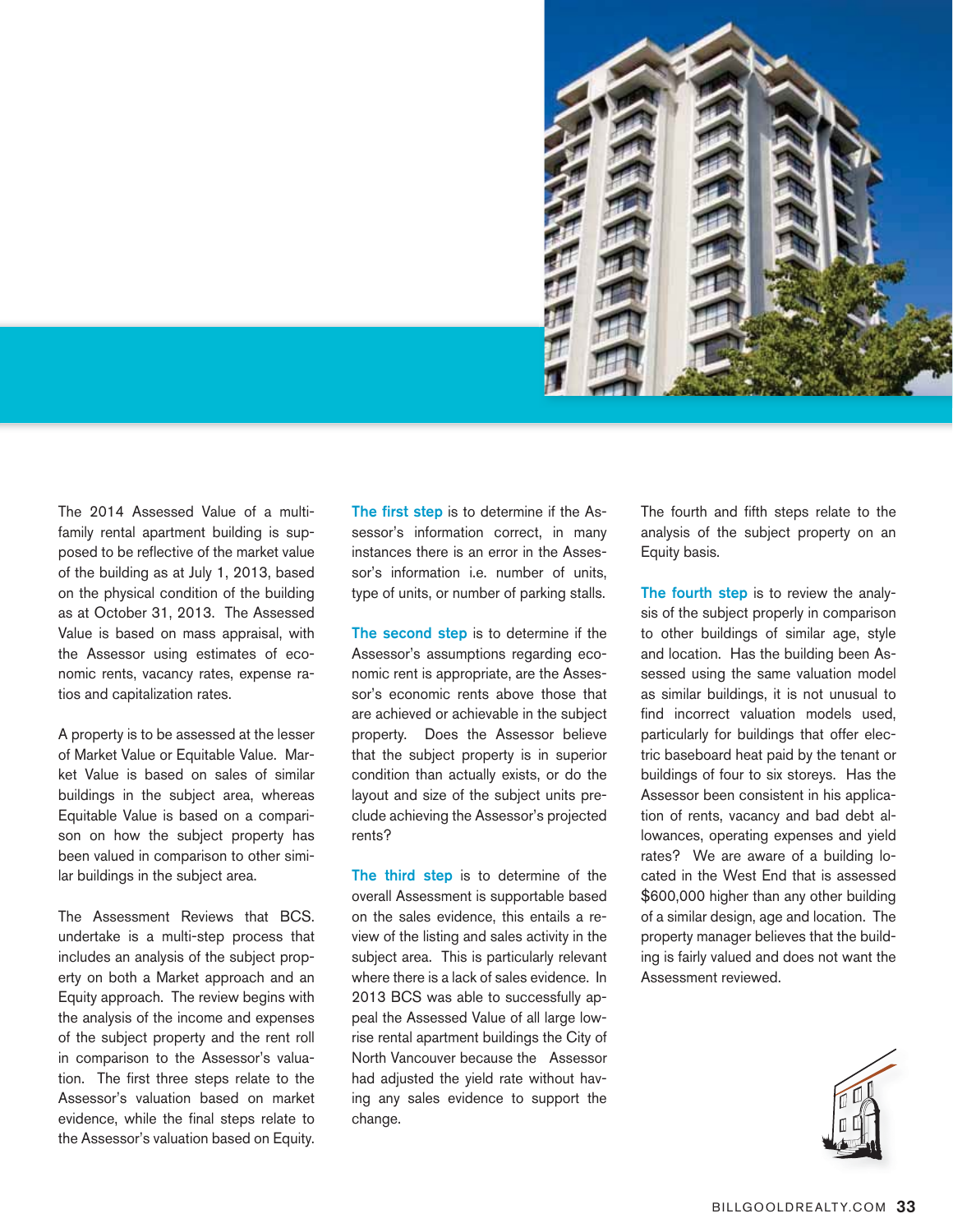The 2014 Assessed Value of a multi-family rental apartment building is supposed to be reflective of the market value of the building as at July 1, 2013, based on the physical condition of the building as at October 31, 2013. The Assessed Value is based on mass appraisal, with the Assessor using estimates of economic rents, vacancy rates, expense ratios and capitalization rates.

A property is to be assessed at the lesser of Market Value or Equitable Value. Market Value is based on sales of similar buildings in the subject area, whereas Equitable Value is based on a comparison on how the subject property has been valued in comparison to other similar buildings in the subject area.

The Assessment Reviews that BCS. undertake is a multi-step process that includes an analysis of the subject property on both a Market approach and an Equity approach. The review begins with the analysis of the income and expenses of the subject property and the rent roll in comparison to the Assessor's valuation. The first three steps relate to the Assessor's valuation based on market evidence, while the final steps relate to the Assessor's valuation based on Equity.

**The first step** is to determine if the Assessor's information correct, in many instances there is an error in the Assessor's information i.e. number of units, type of units, or number of parking stalls.

**The second step** is to determine if the Assessor's assumptions regarding economic rent is appropriate, are the Assessor's economic rents above those that are achieved or achievable in the subject property. Does the Assessor believe that the subject property is in superior condition than actually exists, or do the layout and size of the subject units preclude achieving the Assessor's projected rents?

**The third step** is to determine of the overall Assessment is supportable based on the sales evidence, this entails a review of the listing and sales activity in the subject area. This is particularly relevant where there is a lack of sales evidence. In 2013 BCS was able to successfully appeal the Assessed Value of all large low-rise rental apartment buildings the City of North Vancouver because the Assessor had adjusted the yield rate without having any sales evidence to support the change.

The fourth and fifth steps relate to the analysis of the subject property on an Equity basis.

**The fourth step** is to review the analysis of the subject properly in comparison to other buildings of similar age, style and location. Has the building been Assessed using the same valuation model as similar buildings, it is not unusual to find incorrect valuation models used, particularly for buildings that offer electric baseboard heat paid by the tenant or buildings of four to six storeys. Has the Assessor been consistent in his application of rents, vacancy and bad debt allowances, operating expenses and yield rates? We are aware of a building located in the West End that is assessed $600,000 higher than any other building of a similar design, age and location. The property manager believes that the building is fairly valued and does not want the Assessment reviewed.